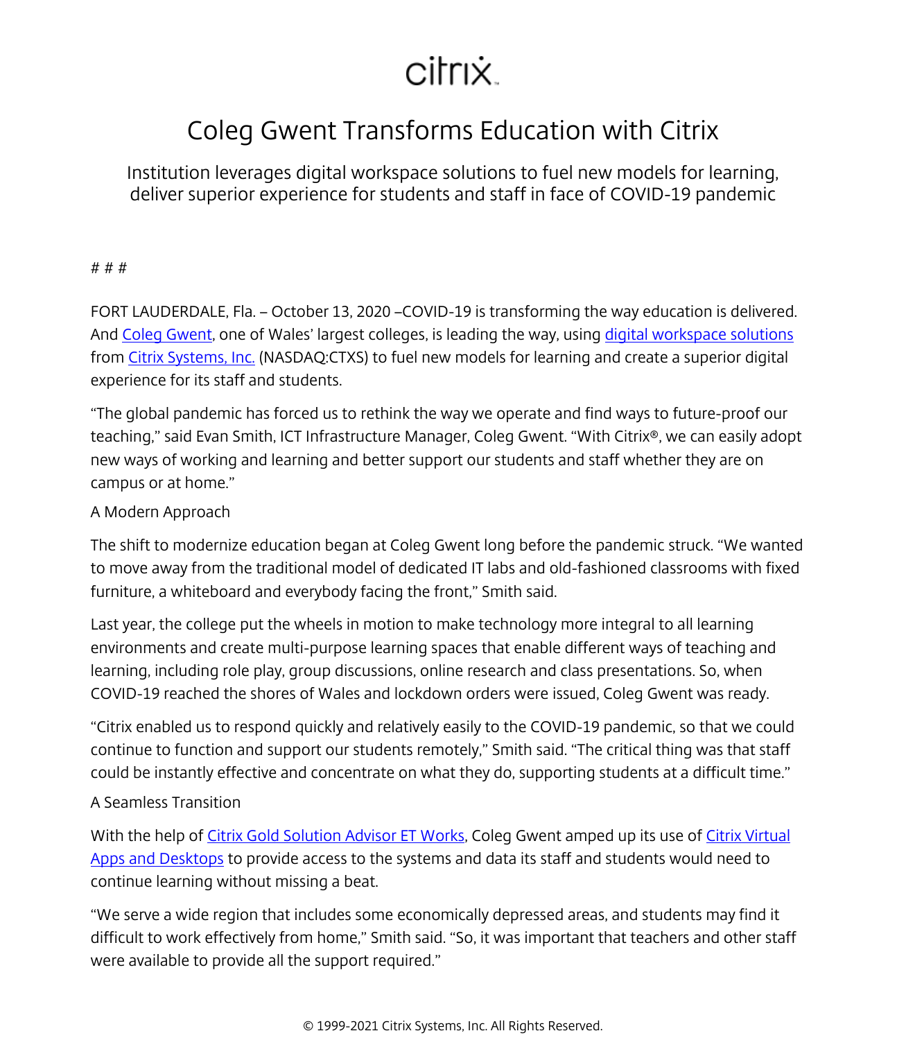citrix

# Coleg Gwent Transforms Education with Citrix

## Institution leverages digital workspace solutions to fuel new models for learning, deliver superior experience for students and staff in face of COVID-19 pandemic

# # #

FORT LAUDERDALE, Fla. – October 13, 2020 –COVID-19 is transforming the way education is delivered. And Coleg Gwent, one of Wales' largest colleges, is leading the way, using digital workspace solutions from Citrix Systems, Inc. (NASDAQ:CTXS) to fuel new models for learning and create a superior digital experience for its staff and students.

"The global pandemic has forced us to rethink the way we operate and find ways to future-proof our teaching," said Evan Smith, ICT Infrastructure Manager, Coleg Gwent. "With Citrix®, we can easily adopt new ways of working and learning and better support our students and staff whether they are on campus or at home."

A Modern Approach

The shift to modernize education began at Coleg Gwent long before the pandemic struck. "We wanted to move away from the traditional model of dedicated IT labs and old-fashioned classrooms with fixed furniture, a whiteboard and everybody facing the front," Smith said.

Last year, the college put the wheels in motion to make technology more integral to all learning environments and create multi-purpose learning spaces that enable different ways of teaching and learning, including role play, group discussions, online research and class presentations. So, when COVID-19 reached the shores of Wales and lockdown orders were issued, Coleg Gwent was ready.

"Citrix enabled us to respond quickly and relatively easily to the COVID-19 pandemic, so that we could continue to function and support our students remotely," Smith said. "The critical thing was that staff could be instantly effective and concentrate on what they do, supporting students at a difficult time."

A Seamless Transition

With the help of Citrix Gold Solution Advisor ET Works, Coleg Gwent amped up its use of Citrix Virtual Apps and Desktops to provide access to the systems and data its staff and students would need to continue learning without missing a beat.

"We serve a wide region that includes some economically depressed areas, and students may find it difficult to work effectively from home," Smith said. "So, it was important that teachers and other staff were available to provide all the support required."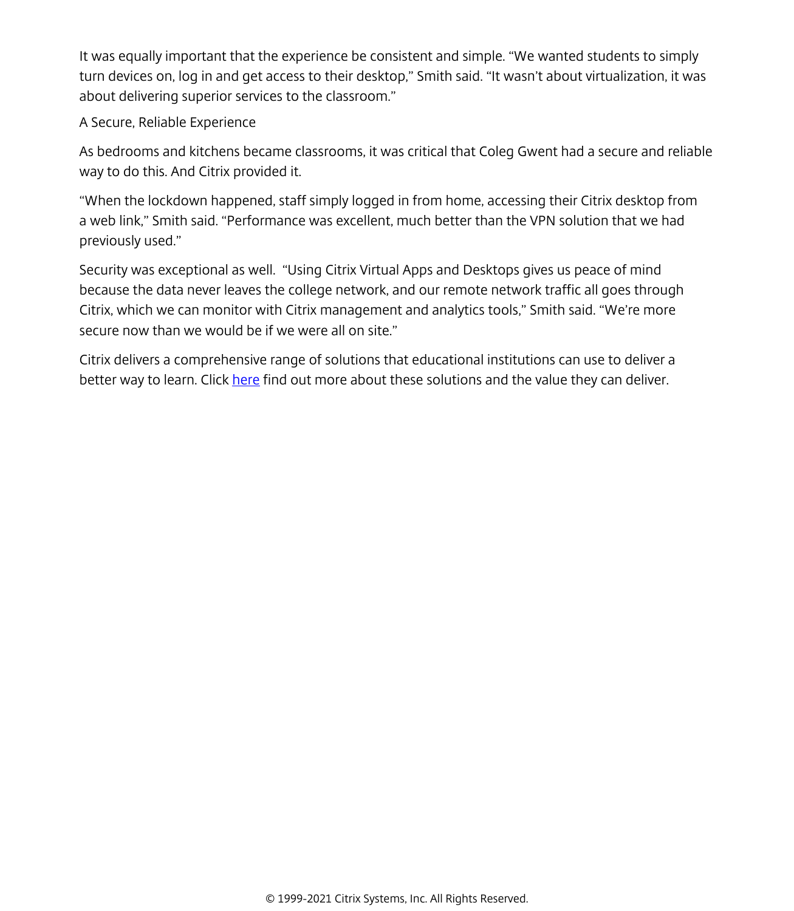It was equally important that the experience be consistent and simple. "We wanted students to simply turn devices on, log in and get access to their desktop," Smith said. "It wasn't about virtualization, it was about delivering superior services to the classroom."

A Secure, Reliable Experience

As bedrooms and kitchens became classrooms, it was critical that Coleg Gwent had a secure and reliable way to do this. And Citrix provided it.

"When the lockdown happened, staff simply logged in from home, accessing their Citrix desktop from a web link," Smith said. "Performance was excellent, much better than the VPN solution that we had previously used."

Security was exceptional as well. "Using Citrix Virtual Apps and Desktops gives us peace of mind because the data never leaves the college network, and our remote network traffic all goes through Citrix, which we can monitor with Citrix management and analytics tools," Smith said. "We're more secure now than we would be if we were all on site."

Citrix delivers a comprehensive range of solutions that educational institutions can use to deliver a better way to learn. Click here find out more about these solutions and the value they can deliver.

© 1999-2021 Citrix Systems, Inc. All Rights Reserved.